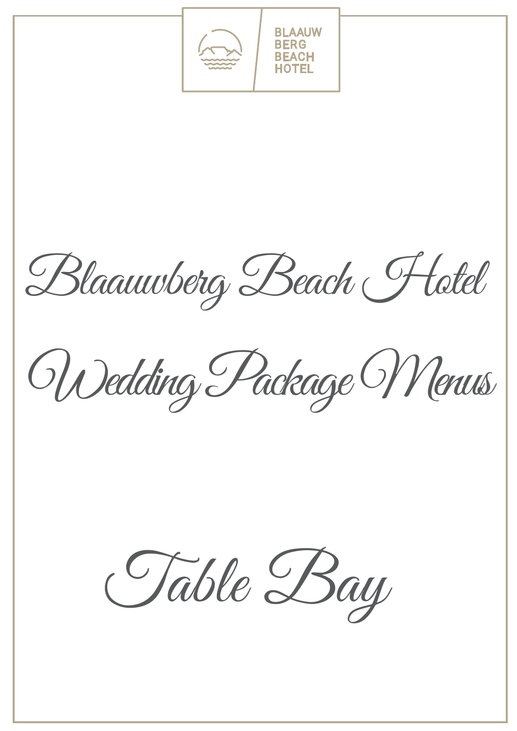# Blaauwberg Beach Hotel

# Wedding Package Menus

## Table Bay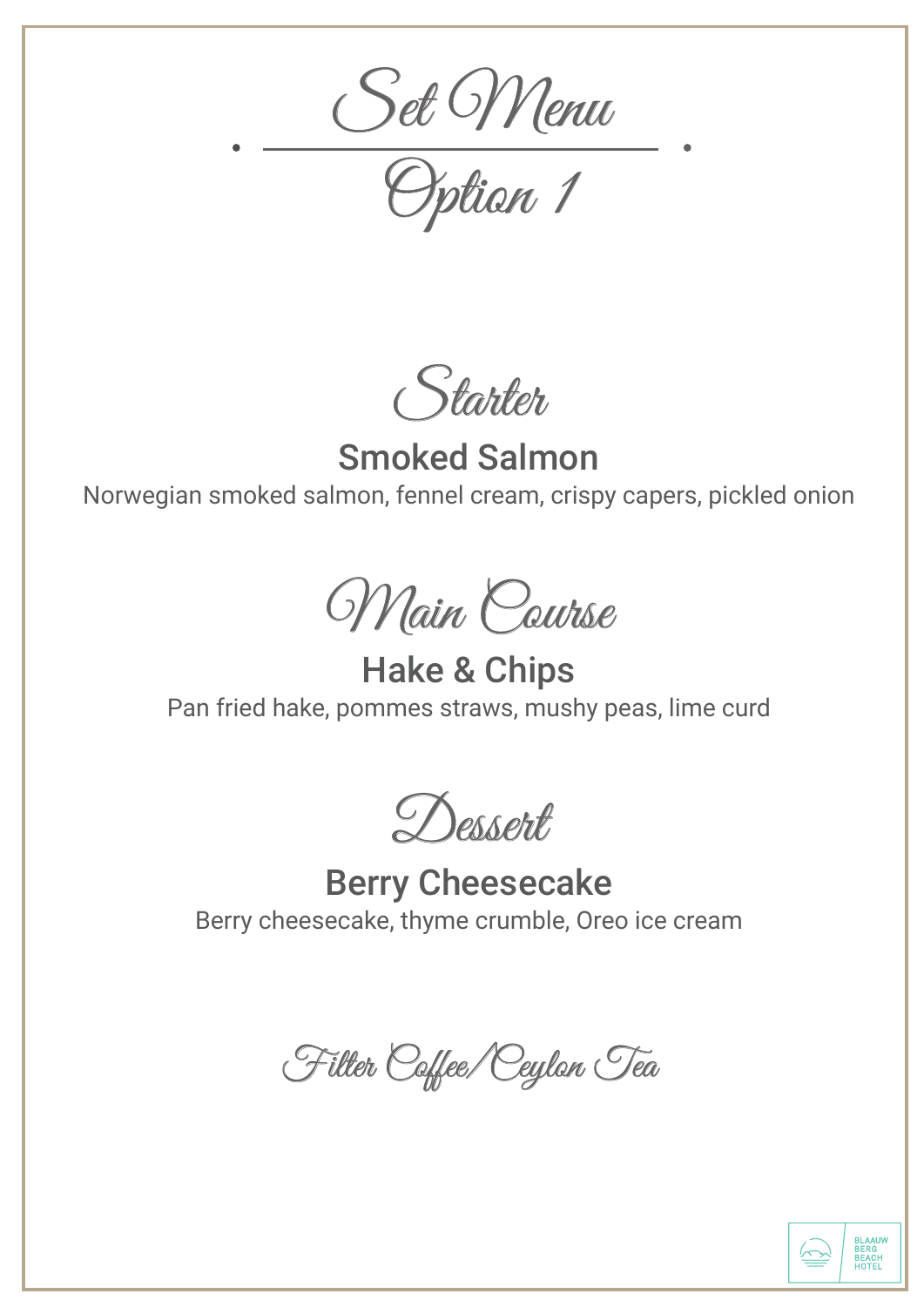# Set Menu

## Option 1

### Starter

**Smoked Salmon**

Norwegian smoked salmon, fennel cream, crispy capers, pickled onion

### Main Course

**Hake & Chips**

Pan fried hake, pommes straws, mushy peas, lime curd

### Dessert

**Berry Cheesecake**

Berry cheesecake, thyme crumble, Oreo ice cream

*Filter Coffee/Ceylon Tea*

BLAAUW BERG BEACH HOTEL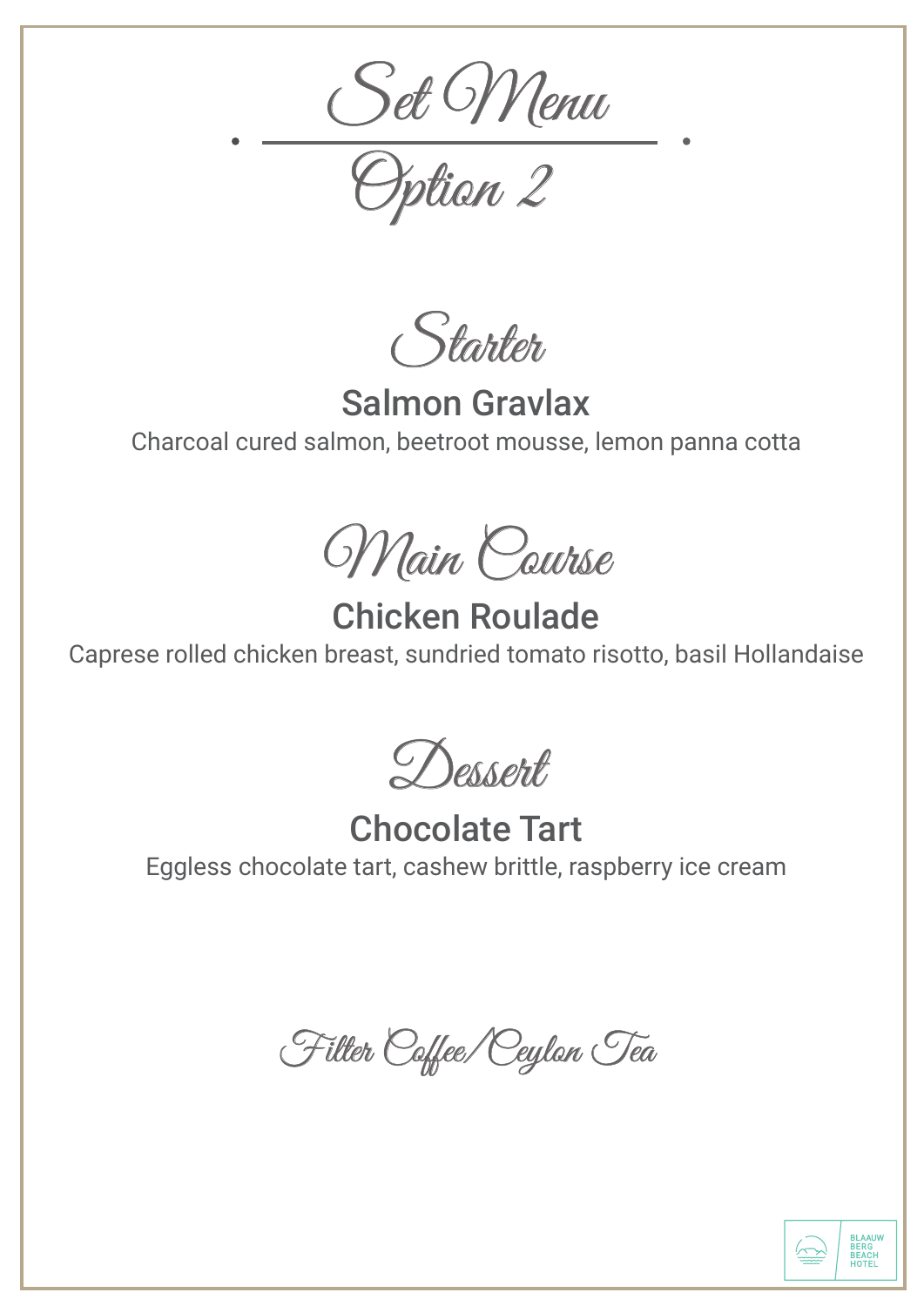# Set Menu

## Option 2

### Starter

**Salmon Gravlax**

Charcoal cured salmon, beetroot mousse, lemon panna cotta

### Main Course

**Chicken Roulade**

Caprese rolled chicken breast, sundried tomato risotto, basil Hollandaise

### Dessert

**Chocolate Tart**

Eggless chocolate tart, cashew brittle, raspberry ice cream

Filter Coffee/Ceylon Tea

BLAAUW BERG BEACH HOTEL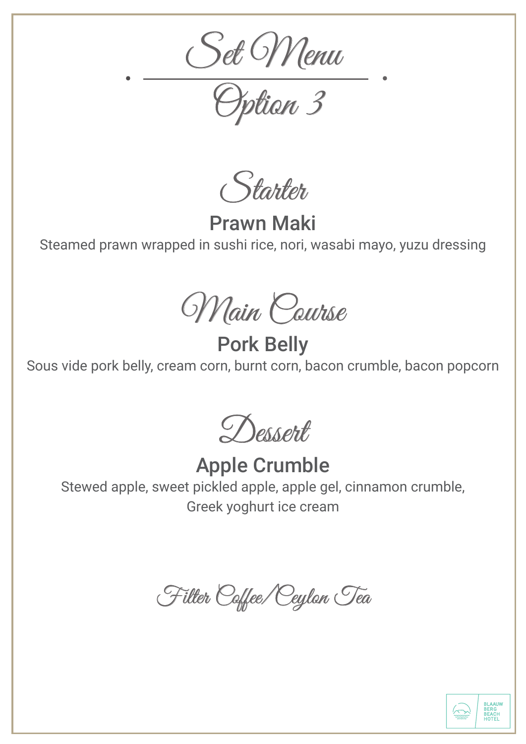# Set Menu

## Option 3

### Starter

**Prawn Maki**

Steamed prawn wrapped in sushi rice, nori, wasabi mayo, yuzu dressing

### Main Course

**Pork Belly**

Sous vide pork belly, cream corn, burnt corn, bacon crumble, bacon popcorn

### Dessert

**Apple Crumble**

Stewed apple, sweet pickled apple, apple gel, cinnamon crumble, Greek yoghurt ice cream

*Filter Coffee/Ceylon Tea*

BLAAUW BERG BEACH HOTEL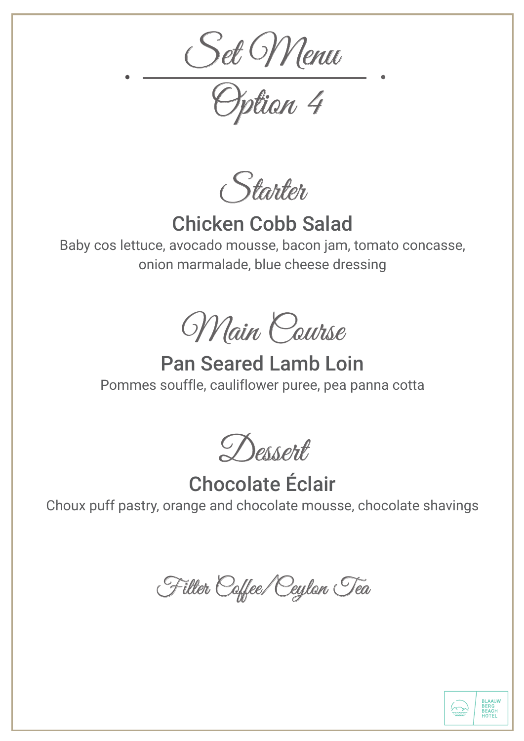# Set Menu

## Option 4

### Starter

**Chicken Cobb Salad**

Baby cos lettuce, avocado mousse, bacon jam, tomato concasse, onion marmalade, blue cheese dressing

### Main Course

**Pan Seared Lamb Loin**

Pommes souffle, cauliflower puree, pea panna cotta

### Dessert

**Chocolate Éclair**

Choux puff pastry, orange and chocolate mousse, chocolate shavings

### Filter Coffee/Ceylon Tea

BLAAUW BERG BEACH HOTEL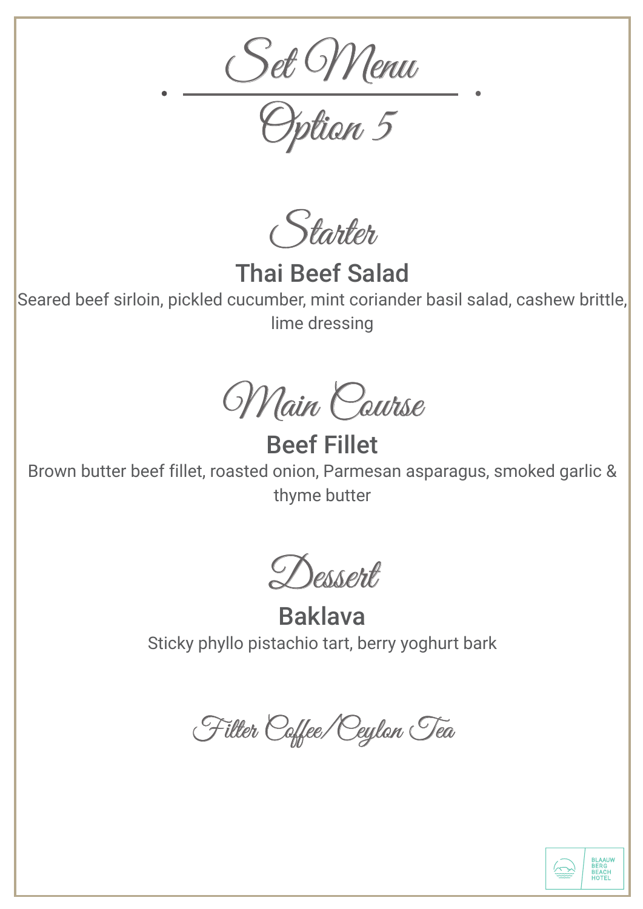# Set Menu

## Option 5

## Starter

### Thai Beef Salad

Seared beef sirloin, pickled cucumber, mint coriander basil salad, cashew brittle, lime dressing

## Main Course

### Beef Fillet

Brown butter beef fillet, roasted onion, Parmesan asparagus, smoked garlic & thyme butter

## Dessert

### Baklava

Sticky phyllo pistachio tart, berry yoghurt bark

## Filter Coffee/Ceylon Tea

BLAAUW BERG BEACH HOTEL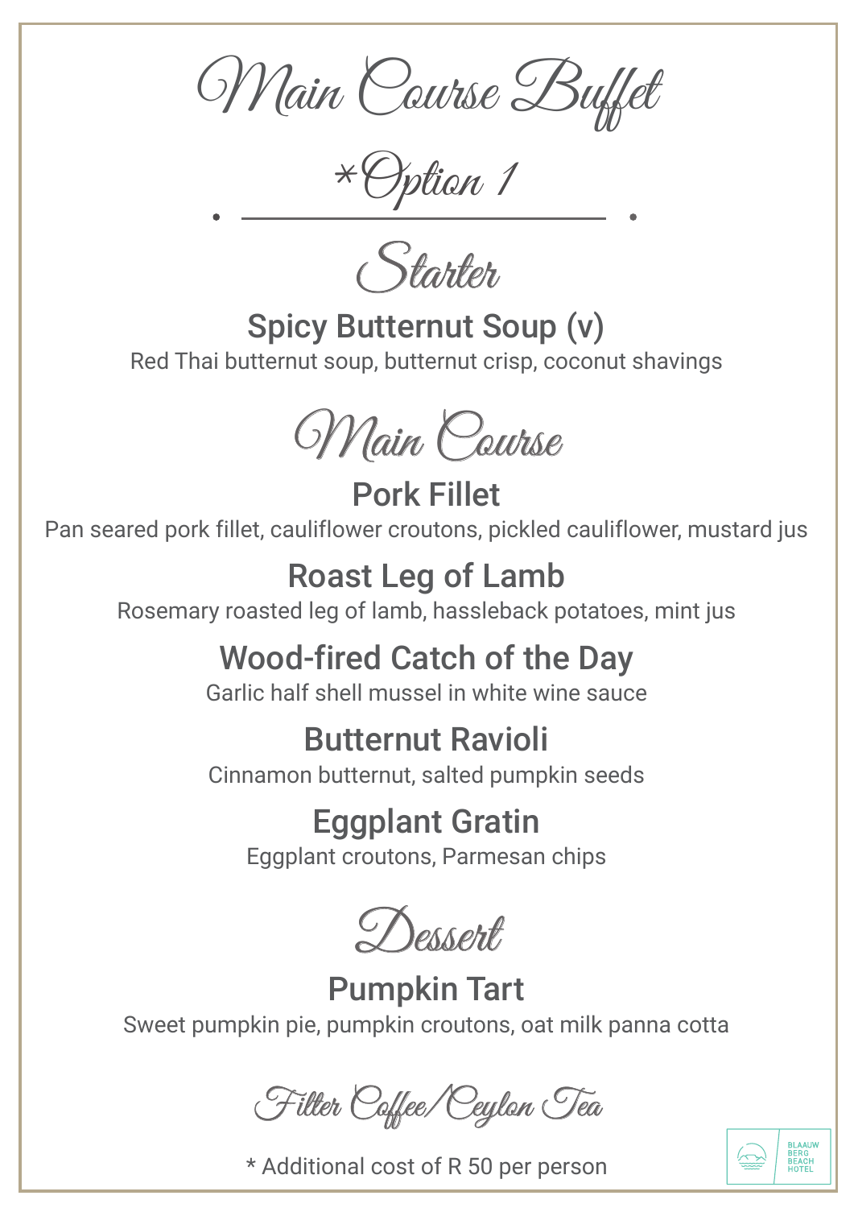# Main Course Buffet

## *Option 1

## Starter

### Spicy Butternut Soup (v)

Red Thai butternut soup, butternut crisp, coconut shavings

## Main Course

### Pork Fillet

Pan seared pork fillet, cauliflower croutons, pickled cauliflower, mustard jus

### Roast Leg of Lamb

Rosemary roasted leg of lamb, hassleback potatoes, mint jus

### Wood-fired Catch of the Day

Garlic half shell mussel in white wine sauce

### Butternut Ravioli

Cinnamon butternut, salted pumpkin seeds

### Eggplant Gratin

Eggplant croutons, Parmesan chips

## Dessert

### Pumpkin Tart

Sweet pumpkin pie, pumpkin croutons, oat milk panna cotta

## Filter Coffee/Ceylon Tea

* Additional cost of R 50 per person

BLAAUW BERG BEACH HOTEL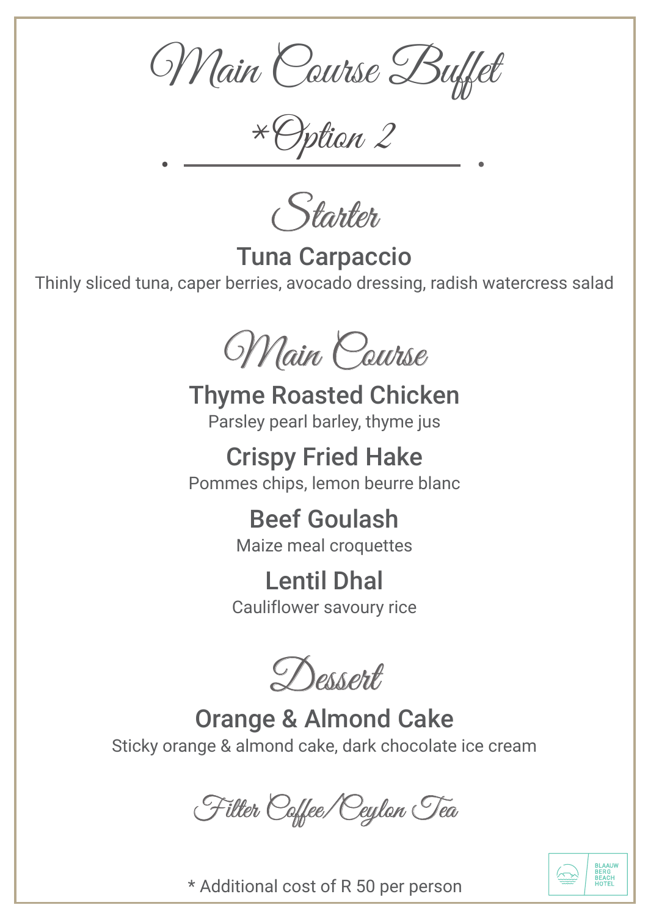# Main Course Buffet

## *Option 2

## Starter

### Tuna Carpaccio

Thinly sliced tuna, caper berries, avocado dressing, radish watercress salad

## Main Course

### Thyme Roasted Chicken

Parsley pearl barley, thyme jus

### Crispy Fried Hake

Pommes chips, lemon beurre blanc

### Beef Goulash

Maize meal croquettes

### Lentil Dhal

Cauliflower savoury rice

## Dessert

### Orange & Almond Cake

Sticky orange & almond cake, dark chocolate ice cream

## Filter Coffee/Ceylon Tea

* Additional cost of R 50 per person

BLAAUW BERG BEACH HOTEL